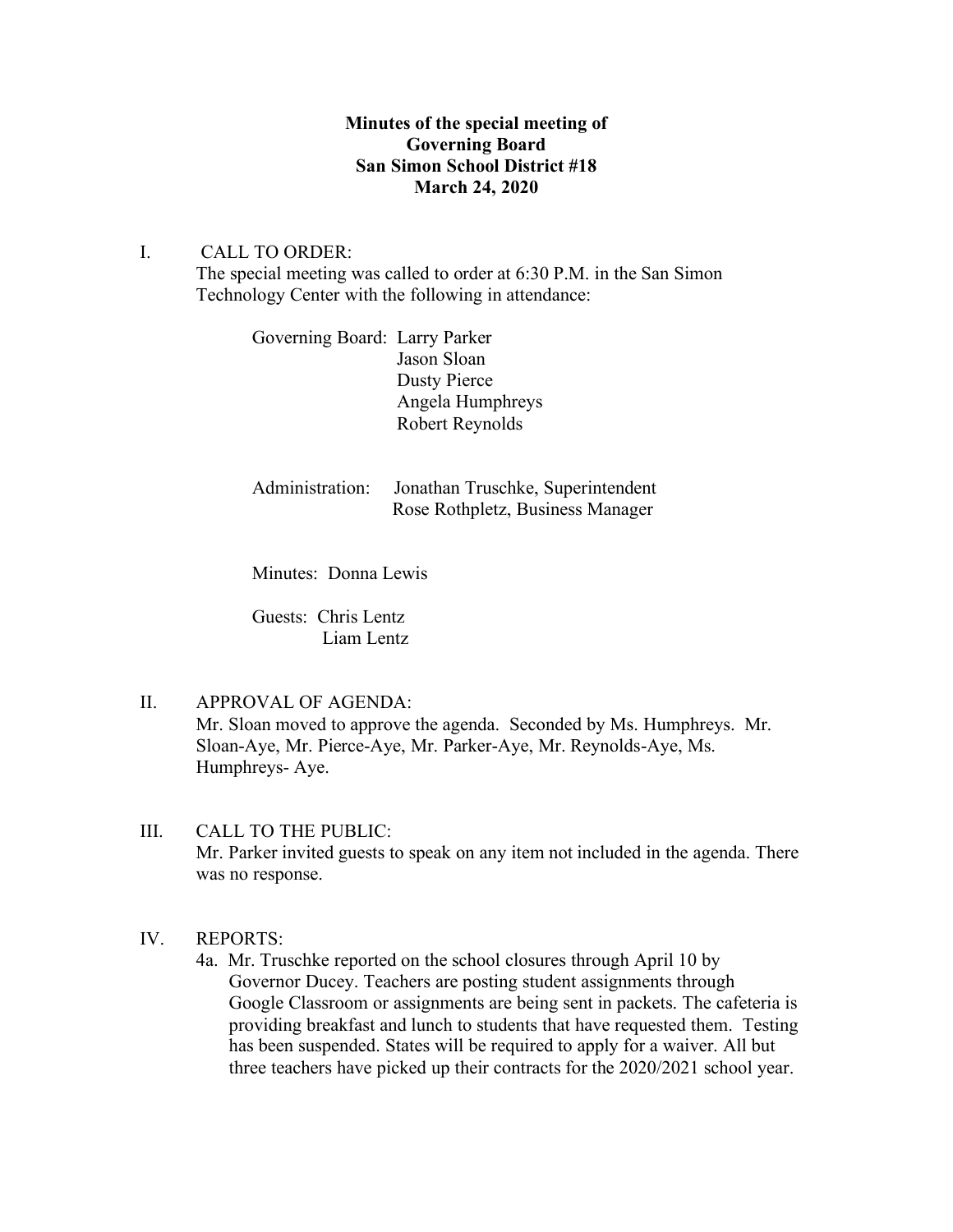**Minutes of the special meeting of**
**Governing Board**
**San Simon School District #18**
**March 24, 2020**

I. CALL TO ORDER:

The special meeting was called to order at 6:30 P.M. in the San Simon Technology Center with the following in attendance:

Governing Board: Larry Parker
Jason Sloan
Dusty Pierce
Angela Humphreys
Robert Reynolds

Administration: Jonathan Truschke, Superintendent
Rose Rothpletz, Business Manager

Minutes: Donna Lewis

Guests: Chris Lentz
Liam Lentz

II. APPROVAL OF AGENDA:

Mr. Sloan moved to approve the agenda. Seconded by Ms. Humphreys. Mr. Sloan-Aye, Mr. Pierce-Aye, Mr. Parker-Aye, Mr. Reynolds-Aye, Ms. Humphreys- Aye.

III. CALL TO THE PUBLIC:

Mr. Parker invited guests to speak on any item not included in the agenda. There was no response.

IV. REPORTS:

4a. Mr. Truschke reported on the school closures through April 10 by Governor Ducey. Teachers are posting student assignments through Google Classroom or assignments are being sent in packets. The cafeteria is providing breakfast and lunch to students that have requested them. Testing has been suspended. States will be required to apply for a waiver. All but three teachers have picked up their contracts for the 2020/2021 school year.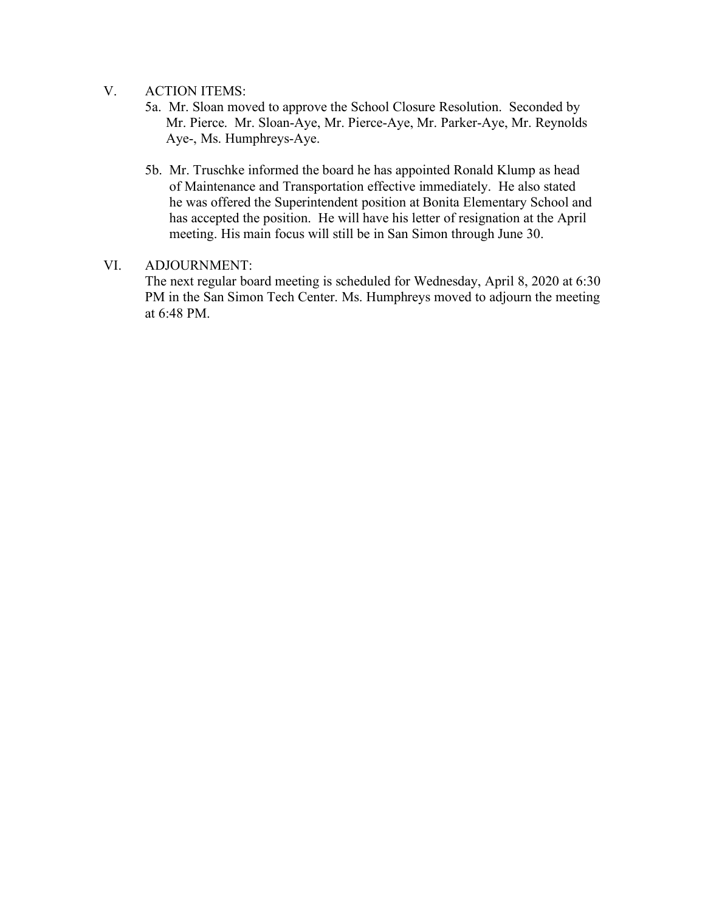V. ACTION ITEMS:

5a. Mr. Sloan moved to approve the School Closure Resolution. Seconded by Mr. Pierce. Mr. Sloan-Aye, Mr. Pierce-Aye, Mr. Parker-Aye, Mr. Reynolds Aye-, Ms. Humphreys-Aye.

5b. Mr. Truschke informed the board he has appointed Ronald Klump as head of Maintenance and Transportation effective immediately. He also stated he was offered the Superintendent position at Bonita Elementary School and has accepted the position. He will have his letter of resignation at the April meeting. His main focus will still be in San Simon through June 30.

VI. ADJOURNMENT:

The next regular board meeting is scheduled for Wednesday, April 8, 2020 at 6:30 PM in the San Simon Tech Center. Ms. Humphreys moved to adjourn the meeting at 6:48 PM.